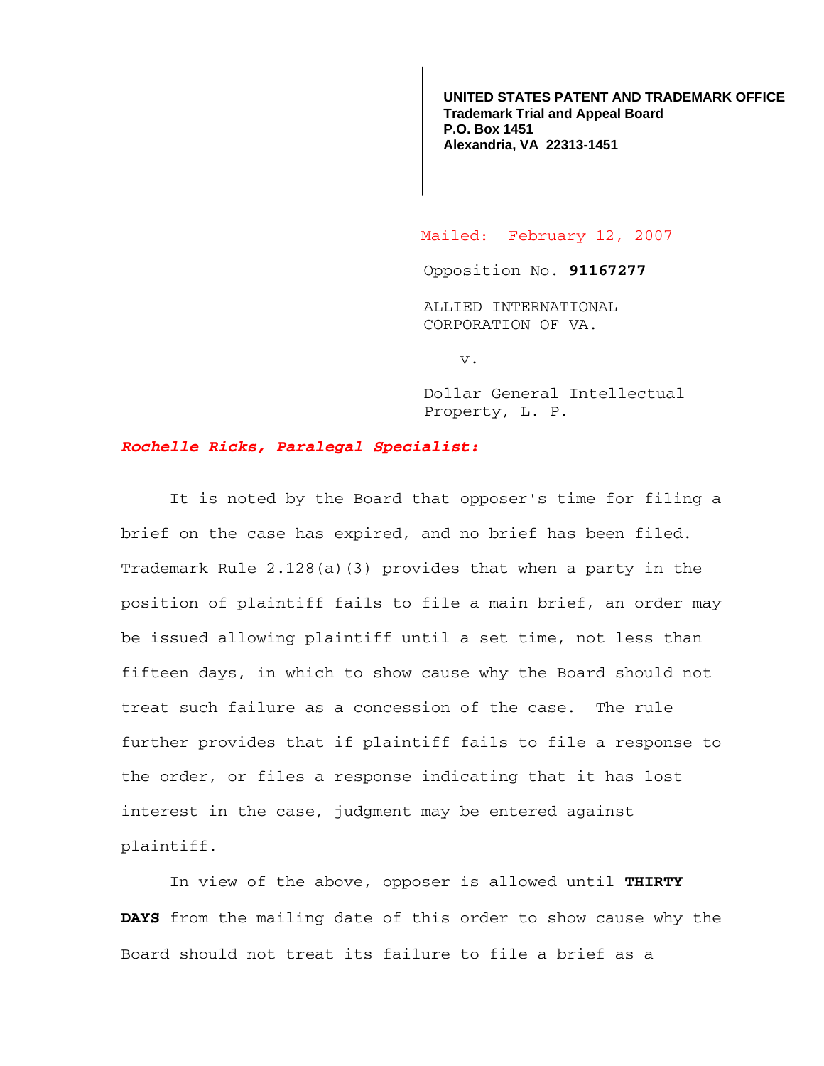**UNITED STATES PATENT AND TRADEMARK OFFICE**
**Trademark Trial and Appeal Board**
**P.O. Box 1451**
**Alexandria, VA 22313-1451**

Mailed: February 12, 2007

Opposition No. **91167277**

ALLIED INTERNATIONAL
CORPORATION OF VA.

v.

Dollar General Intellectual
Property, L. P.

***Rochelle Ricks, Paralegal Specialist:***

It is noted by the Board that opposer's time for filing a brief on the case has expired, and no brief has been filed. Trademark Rule 2.128(a)(3) provides that when a party in the position of plaintiff fails to file a main brief, an order may be issued allowing plaintiff until a set time, not less than fifteen days, in which to show cause why the Board should not treat such failure as a concession of the case. The rule further provides that if plaintiff fails to file a response to the order, or files a response indicating that it has lost interest in the case, judgment may be entered against plaintiff.

In view of the above, opposer is allowed until **THIRTY DAYS** from the mailing date of this order to show cause why the Board should not treat its failure to file a brief as a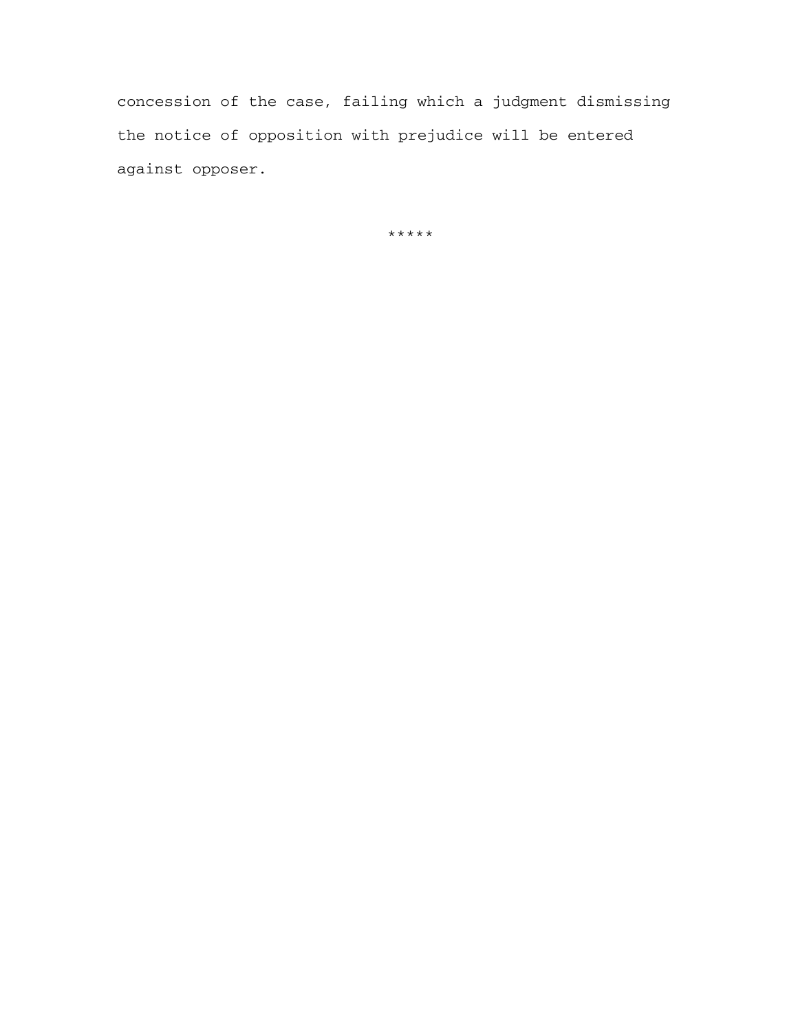concession of the case, failing which a judgment dismissing the notice of opposition with prejudice will be entered against opposer.

*****